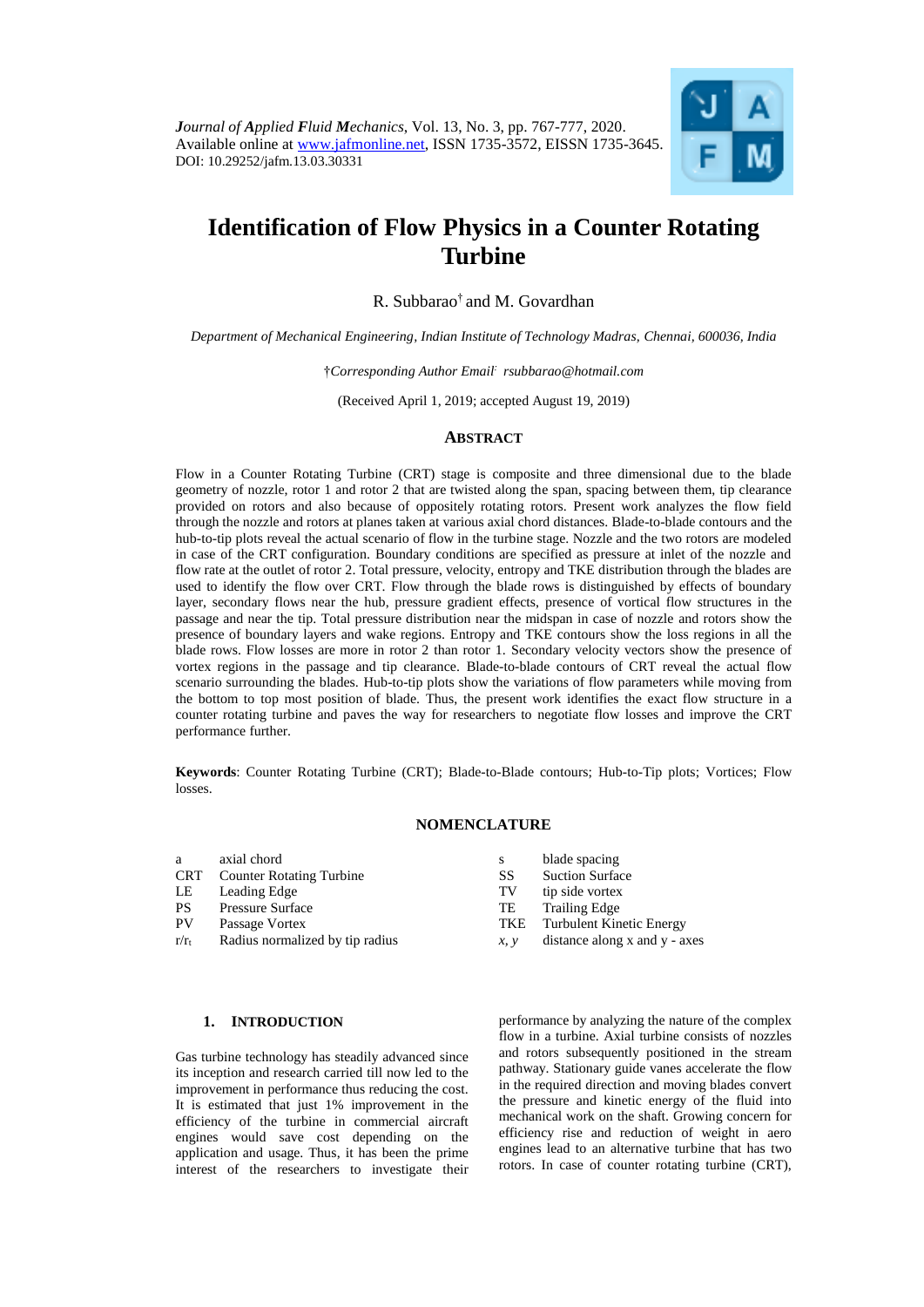*Journal of Applied Fluid Mechanics*, Vol. 13, No. 3, pp. 767-777, 2020.
Available online at www.jafmonline.net, ISSN 1735-3572, EISSN 1735-3645.
DOI: 10.29252/jafm.13.03.30331

# Identification of Flow Physics in a Counter Rotating Turbine

R. Subbarao[†] and M. Govardhan

*Department of Mechanical Engineering, Indian Institute of Technology Madras, Chennai, 600036, India*

†*Corresponding Author Email: rsubbarao@hotmail.com*

(Received April 1, 2019; accepted August 19, 2019)

## ABSTRACT

Flow in a Counter Rotating Turbine (CRT) stage is composite and three dimensional due to the blade geometry of nozzle, rotor 1 and rotor 2 that are twisted along the span, spacing between them, tip clearance provided on rotors and also because of oppositely rotating rotors. Present work analyzes the flow field through the nozzle and rotors at planes taken at various axial chord distances. Blade-to-blade contours and the hub-to-tip plots reveal the actual scenario of flow in the turbine stage. Nozzle and the two rotors are modeled in case of the CRT configuration. Boundary conditions are specified as pressure at inlet of the nozzle and flow rate at the outlet of rotor 2. Total pressure, velocity, entropy and TKE distribution through the blades are used to identify the flow over CRT. Flow through the blade rows is distinguished by effects of boundary layer, secondary flows near the hub, pressure gradient effects, presence of vortical flow structures in the passage and near the tip. Total pressure distribution near the midspan in case of nozzle and rotors show the presence of boundary layers and wake regions. Entropy and TKE contours show the loss regions in all the blade rows. Flow losses are more in rotor 2 than rotor 1. Secondary velocity vectors show the presence of vortex regions in the passage and tip clearance. Blade-to-blade contours of CRT reveal the actual flow scenario surrounding the blades. Hub-to-tip plots show the variations of flow parameters while moving from the bottom to top most position of blade. Thus, the present work identifies the exact flow structure in a counter rotating turbine and paves the way for researchers to negotiate flow losses and improve the CRT performance further.

**Keywords**: Counter Rotating Turbine (CRT); Blade-to-Blade contours; Hub-to-Tip plots; Vortices; Flow losses.

## NOMENCLATURE

| | | | |
|---|---|---|---|
| a | axial chord | s | blade spacing |
| CRT | Counter Rotating Turbine | SS | Suction Surface |
| LE | Leading Edge | TV | tip side vortex |
| PS | Pressure Surface | TE | Trailing Edge |
| PV | Passage Vortex | TKE | Turbulent Kinetic Energy |
| $r/r_t$ | Radius normalized by tip radius | $x, y$ | distance along x and y - axes |

## 1. INTRODUCTION

Gas turbine technology has steadily advanced since its inception and research carried till now led to the improvement in performance thus reducing the cost. It is estimated that just 1% improvement in the efficiency of the turbine in commercial aircraft engines would save cost depending on the application and usage. Thus, it has been the prime interest of the researchers to investigate their performance by analyzing the nature of the complex flow in a turbine. Axial turbine consists of nozzles and rotors subsequently positioned in the stream pathway. Stationary guide vanes accelerate the flow in the required direction and moving blades convert the pressure and kinetic energy of the fluid into mechanical work on the shaft. Growing concern for efficiency rise and reduction of weight in aero engines lead to an alternative turbine that has two rotors. In case of counter rotating turbine (CRT),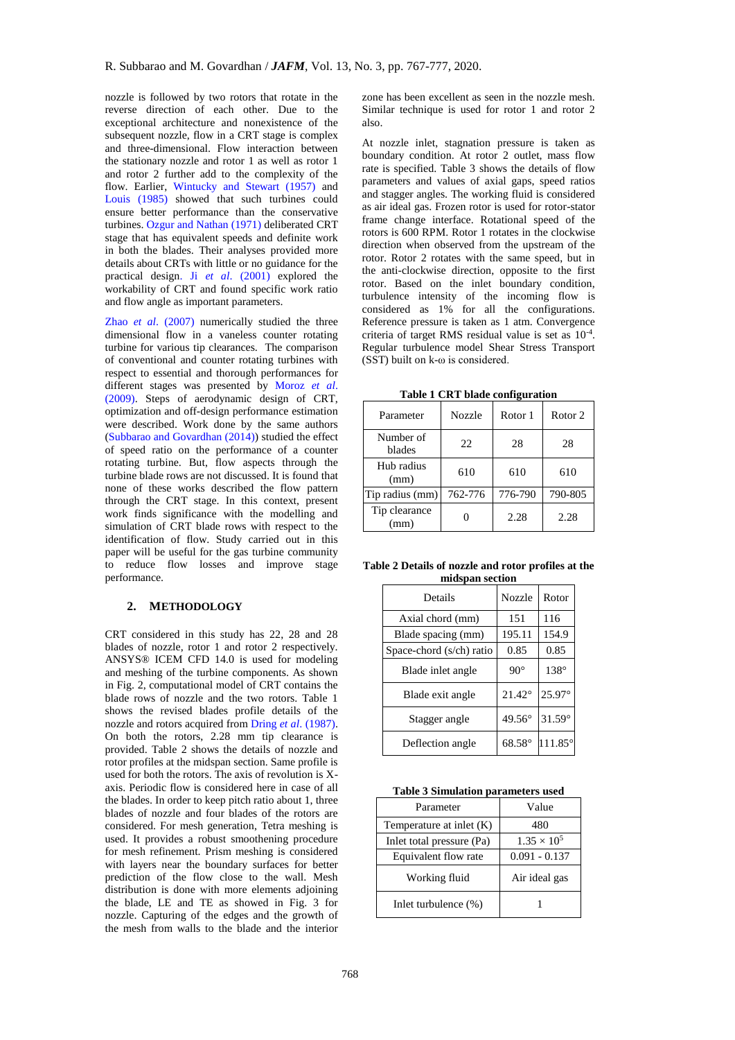nozzle is followed by two rotors that rotate in the reverse direction of each other. Due to the exceptional architecture and nonexistence of the subsequent nozzle, flow in a CRT stage is complex and three-dimensional. Flow interaction between the stationary nozzle and rotor 1 as well as rotor 1 and rotor 2 further add to the complexity of the flow. Earlier, Wintucky and Stewart (1957) and Louis (1985) showed that such turbines could ensure better performance than the conservative turbines. Ozgur and Nathan (1971) deliberated CRT stage that has equivalent speeds and definite work in both the blades. Their analyses provided more details about CRTs with little or no guidance for the practical design. Ji *et al*. (2001) explored the workability of CRT and found specific work ratio and flow angle as important parameters.

Zhao *et al*. (2007) numerically studied the three dimensional flow in a vaneless counter rotating turbine for various tip clearances. The comparison of conventional and counter rotating turbines with respect to essential and thorough performances for different stages was presented by Moroz *et al*. (2009). Steps of aerodynamic design of CRT, optimization and off-design performance estimation were described. Work done by the same authors (Subbarao and Govardhan (2014)) studied the effect of speed ratio on the performance of a counter rotating turbine. But, flow aspects through the turbine blade rows are not discussed. It is found that none of these works described the flow pattern through the CRT stage. In this context, present work finds significance with the modelling and simulation of CRT blade rows with respect to the identification of flow. Study carried out in this paper will be useful for the gas turbine community to reduce flow losses and improve stage performance.

## 2. METHODOLOGY

CRT considered in this study has 22, 28 and 28 blades of nozzle, rotor 1 and rotor 2 respectively. ANSYS® ICEM CFD 14.0 is used for modeling and meshing of the turbine components. As shown in Fig. 2, computational model of CRT contains the blade rows of nozzle and the two rotors. Table 1 shows the revised blades profile details of the nozzle and rotors acquired from Dring *et al*. (1987). On both the rotors, 2.28 mm tip clearance is provided. Table 2 shows the details of nozzle and rotor profiles at the midspan section. Same profile is used for both the rotors. The axis of revolution is X-axis. Periodic flow is considered here in case of all the blades. In order to keep pitch ratio about 1, three blades of nozzle and four blades of the rotors are considered. For mesh generation, Tetra meshing is used. It provides a robust smoothening procedure for mesh refinement. Prism meshing is considered with layers near the boundary surfaces for better prediction of the flow close to the wall. Mesh distribution is done with more elements adjoining the blade, LE and TE as showed in Fig. 3 for nozzle. Capturing of the edges and the growth of the mesh from walls to the blade and the interior zone has been excellent as seen in the nozzle mesh. Similar technique is used for rotor 1 and rotor 2 also.

At nozzle inlet, stagnation pressure is taken as boundary condition. At rotor 2 outlet, mass flow rate is specified. Table 3 shows the details of flow parameters and values of axial gaps, speed ratios and stagger angles. The working fluid is considered as air ideal gas. Frozen rotor is used for rotor-stator frame change interface. Rotational speed of the rotors is 600 RPM. Rotor 1 rotates in the clockwise direction when observed from the upstream of the rotor. Rotor 2 rotates with the same speed, but in the anti-clockwise direction, opposite to the first rotor. Based on the inlet boundary condition, turbulence intensity of the incoming flow is considered as 1% for all the configurations. Reference pressure is taken as 1 atm. Convergence criteria of target RMS residual value is set as $10^{-4}$. Regular turbulence model Shear Stress Transport (SST) built on k-ω is considered.

**Table 1 CRT blade configuration**

| Parameter | Nozzle | Rotor 1 | Rotor 2 |
|---|---|---|---|
| Number of blades | 22 | 28 | 28 |
| Hub radius (mm) | 610 | 610 | 610 |
| Tip radius (mm) | 762-776 | 776-790 | 790-805 |
| Tip clearance (mm) | 0 | 2.28 | 2.28 |

**Table 2 Details of nozzle and rotor profiles at the midspan section**

| Details | Nozzle | Rotor |
|---|---|---|
| Axial chord (mm) | 151 | 116 |
| Blade spacing (mm) | 195.11 | 154.9 |
| Space-chord (s/ch) ratio | 0.85 | 0.85 |
| Blade inlet angle | 90° | 138° |
| Blade exit angle | 21.42° | 25.97° |
| Stagger angle | 49.56° | 31.59° |
| Deflection angle | 68.58° | 111.85° |

**Table 3 Simulation parameters used**

| Parameter | Value |
|---|---|
| Temperature at inlet (K) | 480 |
| Inlet total pressure (Pa) | $1.35 \times 10^5$ |
| Equivalent flow rate | 0.091 - 0.137 |
| Working fluid | Air ideal gas |
| Inlet turbulence (%) | 1 |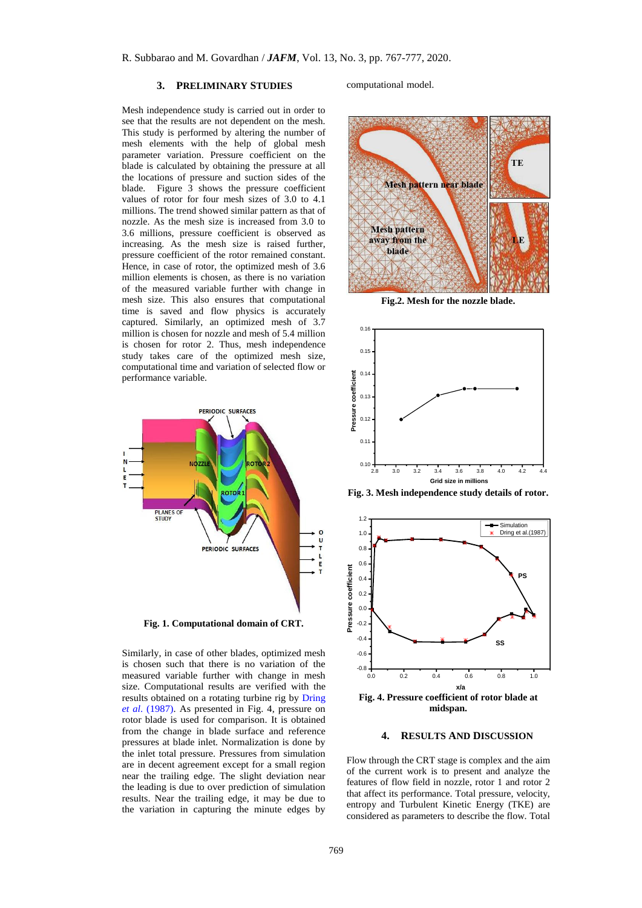## 3. PRELIMINARY STUDIES

Mesh independence study is carried out in order to see that the results are not dependent on the mesh. This study is performed by altering the number of mesh elements with the help of global mesh parameter variation. Pressure coefficient on the blade is calculated by obtaining the pressure at all the locations of pressure and suction sides of the blade. Figure 3 shows the pressure coefficient values of rotor for four mesh sizes of 3.0 to 4.1 millions. The trend showed similar pattern as that of nozzle. As the mesh size is increased from 3.0 to 3.6 millions, pressure coefficient is observed as increasing. As the mesh size is raised further, pressure coefficient of the rotor remained constant. Hence, in case of rotor, the optimized mesh of 3.6 million elements is chosen, as there is no variation of the measured variable further with change in mesh size. This also ensures that computational time is saved and flow physics is accurately captured. Similarly, an optimized mesh of 3.7 million is chosen for nozzle and mesh of 5.4 million is chosen for rotor 2. Thus, mesh independence study takes care of the optimized mesh size, computational time and variation of selected flow or performance variable.

**Fig. 1. Computational domain of CRT.**

Similarly, in case of other blades, optimized mesh is chosen such that there is no variation of the measured variable further with change in mesh size. Computational results are verified with the results obtained on a rotating turbine rig by Dring *et al*. (1987). As presented in Fig. 4, pressure on rotor blade is used for comparison. It is obtained from the change in blade surface and reference pressures at blade inlet. Normalization is done by the inlet total pressure. Pressures from simulation are in decent agreement except for a small region near the trailing edge. The slight deviation near the leading is due to over prediction of simulation results. Near the trailing edge, it may be due to the variation in capturing the minute edges by computational model.

**Fig.2. Mesh for the nozzle blade.**

**Fig. 3. Mesh independence study details of rotor.**

**Fig. 4. Pressure coefficient of rotor blade at midspan.**

## 4. RESULTS AND DISCUSSION

Flow through the CRT stage is complex and the aim of the current work is to present and analyze the features of flow field in nozzle, rotor 1 and rotor 2 that affect its performance. Total pressure, velocity, entropy and Turbulent Kinetic Energy (TKE) are considered as parameters to describe the flow. Total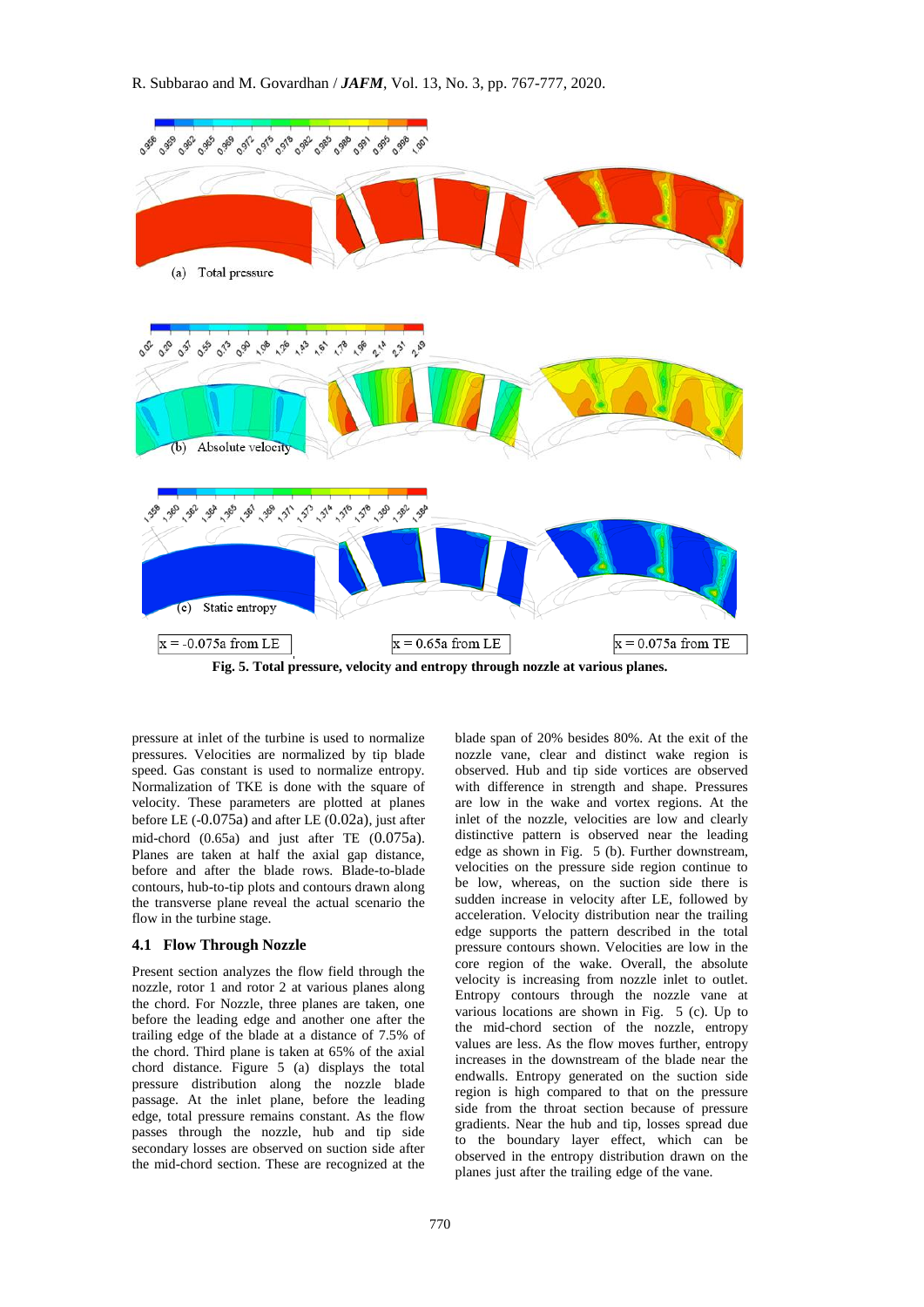Fig. 5. Total pressure, velocity and entropy through nozzle at various planes.

pressure at inlet of the turbine is used to normalize pressures. Velocities are normalized by tip blade speed. Gas constant is used to normalize entropy. Normalization of TKE is done with the square of velocity. These parameters are plotted at planes before LE (-0.075a) and after LE (0.02a), just after mid-chord (0.65a) and just after TE (0.075a). Planes are taken at half the axial gap distance, before and after the blade rows. Blade-to-blade contours, hub-to-tip plots and contours drawn along the transverse plane reveal the actual scenario the flow in the turbine stage.

### 4.1 Flow Through Nozzle

Present section analyzes the flow field through the nozzle, rotor 1 and rotor 2 at various planes along the chord. For Nozzle, three planes are taken, one before the leading edge and another one after the trailing edge of the blade at a distance of 7.5% of the chord. Third plane is taken at 65% of the axial chord distance. Figure 5 (a) displays the total pressure distribution along the nozzle blade passage. At the inlet plane, before the leading edge, total pressure remains constant. As the flow passes through the nozzle, hub and tip side secondary losses are observed on suction side after the mid-chord section. These are recognized at the blade span of 20% besides 80%. At the exit of the nozzle vane, clear and distinct wake region is observed. Hub and tip side vortices are observed with difference in strength and shape. Pressures are low in the wake and vortex regions. At the inlet of the nozzle, velocities are low and clearly distinctive pattern is observed near the leading edge as shown in Fig. 5 (b). Further downstream, velocities on the pressure side region continue to be low, whereas, on the suction side there is sudden increase in velocity after LE, followed by acceleration. Velocity distribution near the trailing edge supports the pattern described in the total pressure contours shown. Velocities are low in the core region of the wake. Overall, the absolute velocity is increasing from nozzle inlet to outlet. Entropy contours through the nozzle vane at various locations are shown in Fig. 5 (c). Up to the mid-chord section of the nozzle, entropy values are less. As the flow moves further, entropy increases in the downstream of the blade near the endwalls. Entropy generated on the suction side region is high compared to that on the pressure side from the throat section because of pressure gradients. Near the hub and tip, losses spread due to the boundary layer effect, which can be observed in the entropy distribution drawn on the planes just after the trailing edge of the vane.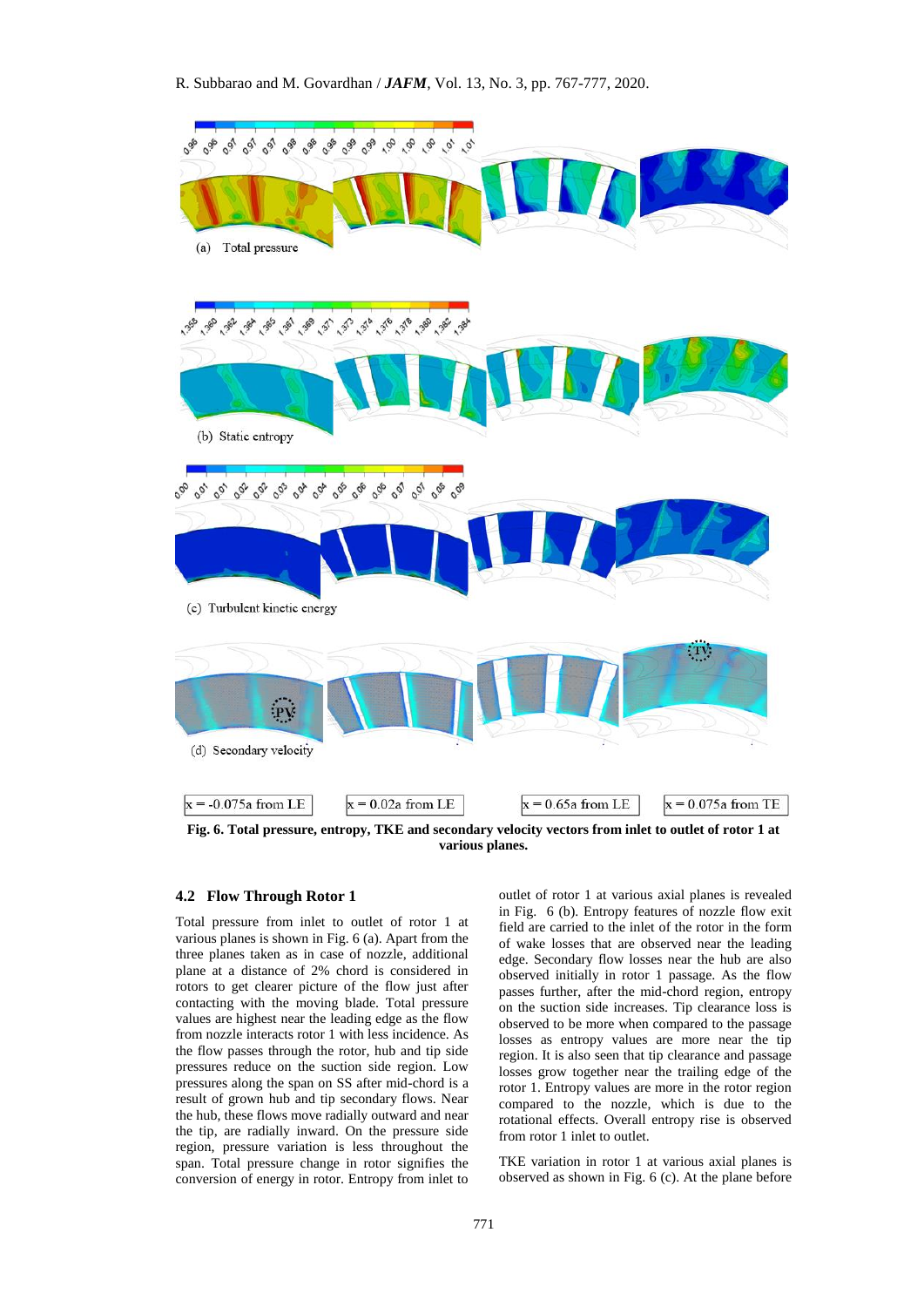(a) Total pressure

(b) Static entropy

(c) Turbulent kinetic energy

(d) Secondary velocity

x = -0.075a from LE | x = 0.02a from LE | x = 0.65a from LE | x = 0.075a from TE

**Fig. 6. Total pressure, entropy, TKE and secondary velocity vectors from inlet to outlet of rotor 1 at various planes.**

## 4.2 Flow Through Rotor 1

Total pressure from inlet to outlet of rotor 1 at various planes is shown in Fig. 6 (a). Apart from the three planes taken as in case of nozzle, additional plane at a distance of 2% chord is considered in rotors to get clearer picture of the flow just after contacting with the moving blade. Total pressure values are highest near the leading edge as the flow from nozzle interacts rotor 1 with less incidence. As the flow passes through the rotor, hub and tip side pressures reduce on the suction side region. Low pressures along the span on SS after mid-chord is a result of grown hub and tip secondary flows. Near the hub, these flows move radially outward and near the tip, are radially inward. On the pressure side region, pressure variation is less throughout the span. Total pressure change in rotor signifies the conversion of energy in rotor. Entropy from inlet to outlet of rotor 1 at various axial planes is revealed in Fig. 6 (b). Entropy features of nozzle flow exit field are carried to the inlet of the rotor in the form of wake losses that are observed near the leading edge. Secondary flow losses near the hub are also observed initially in rotor 1 passage. As the flow passes further, after the mid-chord region, entropy on the suction side increases. Tip clearance loss is observed to be more when compared to the passage losses as entropy values are more near the tip region. It is also seen that tip clearance and passage losses grow together near the trailing edge of the rotor 1. Entropy values are more in the rotor region compared to the nozzle, which is due to the rotational effects. Overall entropy rise is observed from rotor 1 inlet to outlet.

TKE variation in rotor 1 at various axial planes is observed as shown in Fig. 6 (c). At the plane before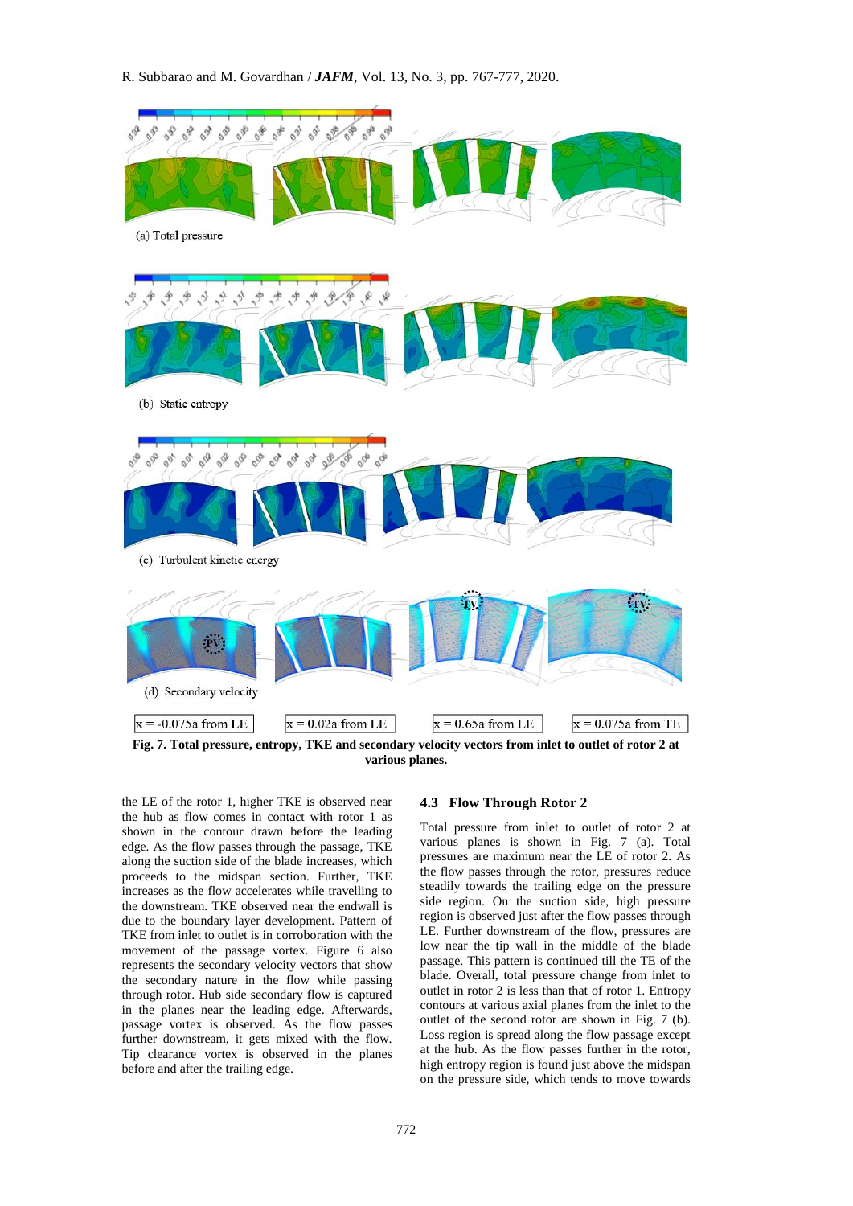Fig. 7. Total pressure, entropy, TKE and secondary velocity vectors from inlet to outlet of rotor 2 at various planes.

the LE of the rotor 1, higher TKE is observed near the hub as flow comes in contact with rotor 1 as shown in the contour drawn before the leading edge. As the flow passes through the passage, TKE along the suction side of the blade increases, which proceeds to the midspan section. Further, TKE increases as the flow accelerates while travelling to the downstream. TKE observed near the endwall is due to the boundary layer development. Pattern of TKE from inlet to outlet is in corroboration with the movement of the passage vortex. Figure 6 also represents the secondary velocity vectors that show the secondary nature in the flow while passing through rotor. Hub side secondary flow is captured in the planes near the leading edge. Afterwards, passage vortex is observed. As the flow passes further downstream, it gets mixed with the flow. Tip clearance vortex is observed in the planes before and after the trailing edge.

### 4.3 Flow Through Rotor 2

Total pressure from inlet to outlet of rotor 2 at various planes is shown in Fig. 7 (a). Total pressures are maximum near the LE of rotor 2. As the flow passes through the rotor, pressures reduce steadily towards the trailing edge on the pressure side region. On the suction side, high pressure region is observed just after the flow passes through LE. Further downstream of the flow, pressures are low near the tip wall in the middle of the blade passage. This pattern is continued till the TE of the blade. Overall, total pressure change from inlet to outlet in rotor 2 is less than that of rotor 1. Entropy contours at various axial planes from the inlet to the outlet of the second rotor are shown in Fig. 7 (b). Loss region is spread along the flow passage except at the hub. As the flow passes further in the rotor, high entropy region is found just above the midspan on the pressure side, which tends to move towards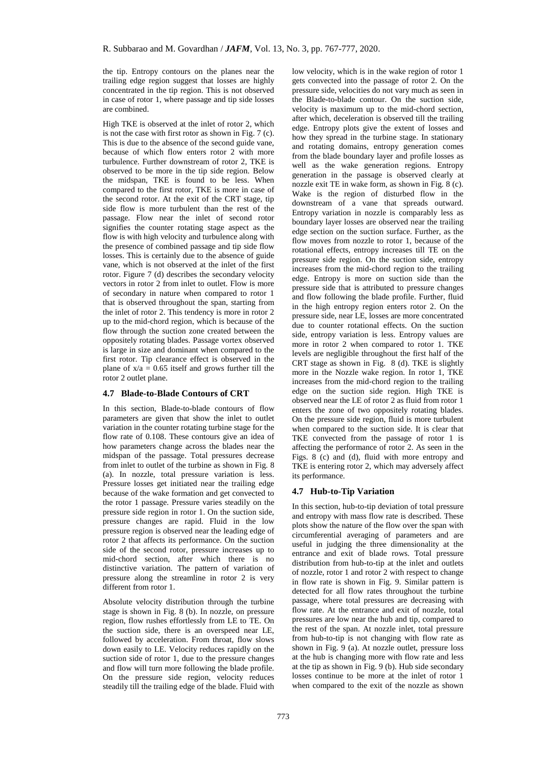the tip. Entropy contours on the planes near the trailing edge region suggest that losses are highly concentrated in the tip region. This is not observed in case of rotor 1, where passage and tip side losses are combined.

High TKE is observed at the inlet of rotor 2, which is not the case with first rotor as shown in Fig. 7 (c). This is due to the absence of the second guide vane, because of which flow enters rotor 2 with more turbulence. Further downstream of rotor 2, TKE is observed to be more in the tip side region. Below the midspan, TKE is found to be less. When compared to the first rotor, TKE is more in case of the second rotor. At the exit of the CRT stage, tip side flow is more turbulent than the rest of the passage. Flow near the inlet of second rotor signifies the counter rotating stage aspect as the flow is with high velocity and turbulence along with the presence of combined passage and tip side flow losses. This is certainly due to the absence of guide vane, which is not observed at the inlet of the first rotor. Figure 7 (d) describes the secondary velocity vectors in rotor 2 from inlet to outlet. Flow is more of secondary in nature when compared to rotor 1 that is observed throughout the span, starting from the inlet of rotor 2. This tendency is more in rotor 2 up to the mid-chord region, which is because of the flow through the suction zone created between the oppositely rotating blades. Passage vortex observed is large in size and dominant when compared to the first rotor. Tip clearance effect is observed in the plane of $x/a = 0.65$ itself and grows further till the rotor 2 outlet plane.

### 4.7 Blade-to-Blade Contours of CRT

In this section, Blade-to-blade contours of flow parameters are given that show the inlet to outlet variation in the counter rotating turbine stage for the flow rate of 0.108. These contours give an idea of how parameters change across the blades near the midspan of the passage. Total pressures decrease from inlet to outlet of the turbine as shown in Fig. 8 (a). In nozzle, total pressure variation is less. Pressure losses get initiated near the trailing edge because of the wake formation and get convected to the rotor 1 passage. Pressure varies steadily on the pressure side region in rotor 1. On the suction side, pressure changes are rapid. Fluid in the low pressure region is observed near the leading edge of rotor 2 that affects its performance. On the suction side of the second rotor, pressure increases up to mid-chord section, after which there is no distinctive variation. The pattern of variation of pressure along the streamline in rotor 2 is very different from rotor 1.

Absolute velocity distribution through the turbine stage is shown in Fig. 8 (b). In nozzle, on pressure region, flow rushes effortlessly from LE to TE. On the suction side, there is an overspeed near LE, followed by acceleration. From throat, flow slows down easily to LE. Velocity reduces rapidly on the suction side of rotor 1, due to the pressure changes and flow will turn more following the blade profile. On the pressure side region, velocity reduces steadily till the trailing edge of the blade. Fluid with low velocity, which is in the wake region of rotor 1 gets convected into the passage of rotor 2. On the pressure side, velocities do not vary much as seen in the Blade-to-blade contour. On the suction side, velocity is maximum up to the mid-chord section, after which, deceleration is observed till the trailing edge. Entropy plots give the extent of losses and how they spread in the turbine stage. In stationary and rotating domains, entropy generation comes from the blade boundary layer and profile losses as well as the wake generation regions. Entropy generation in the passage is observed clearly at nozzle exit TE in wake form, as shown in Fig. 8 (c). Wake is the region of disturbed flow in the downstream of a vane that spreads outward. Entropy variation in nozzle is comparably less as boundary layer losses are observed near the trailing edge section on the suction surface. Further, as the flow moves from nozzle to rotor 1, because of the rotational effects, entropy increases till TE on the pressure side region. On the suction side, entropy increases from the mid-chord region to the trailing edge. Entropy is more on suction side than the pressure side that is attributed to pressure changes and flow following the blade profile. Further, fluid in the high entropy region enters rotor 2. On the pressure side, near LE, losses are more concentrated due to counter rotational effects. On the suction side, entropy variation is less. Entropy values are more in rotor 2 when compared to rotor 1. TKE levels are negligible throughout the first half of the CRT stage as shown in Fig. 8 (d). TKE is slightly more in the Nozzle wake region. In rotor 1, TKE increases from the mid-chord region to the trailing edge on the suction side region. High TKE is observed near the LE of rotor 2 as fluid from rotor 1 enters the zone of two oppositely rotating blades. On the pressure side region, fluid is more turbulent when compared to the suction side. It is clear that TKE convected from the passage of rotor 1 is affecting the performance of rotor 2. As seen in the Figs. 8 (c) and (d), fluid with more entropy and TKE is entering rotor 2, which may adversely affect its performance.

### 4.7 Hub-to-Tip Variation

In this section, hub-to-tip deviation of total pressure and entropy with mass flow rate is described. These plots show the nature of the flow over the span with circumferential averaging of parameters and are useful in judging the three dimensionality at the entrance and exit of blade rows. Total pressure distribution from hub-to-tip at the inlet and outlets of nozzle, rotor 1 and rotor 2 with respect to change in flow rate is shown in Fig. 9. Similar pattern is detected for all flow rates throughout the turbine passage, where total pressures are decreasing with flow rate. At the entrance and exit of nozzle, total pressures are low near the hub and tip, compared to the rest of the span. At nozzle inlet, total pressure from hub-to-tip is not changing with flow rate as shown in Fig. 9 (a). At nozzle outlet, pressure loss at the hub is changing more with flow rate and less at the tip as shown in Fig. 9 (b). Hub side secondary losses continue to be more at the inlet of rotor 1 when compared to the exit of the nozzle as shown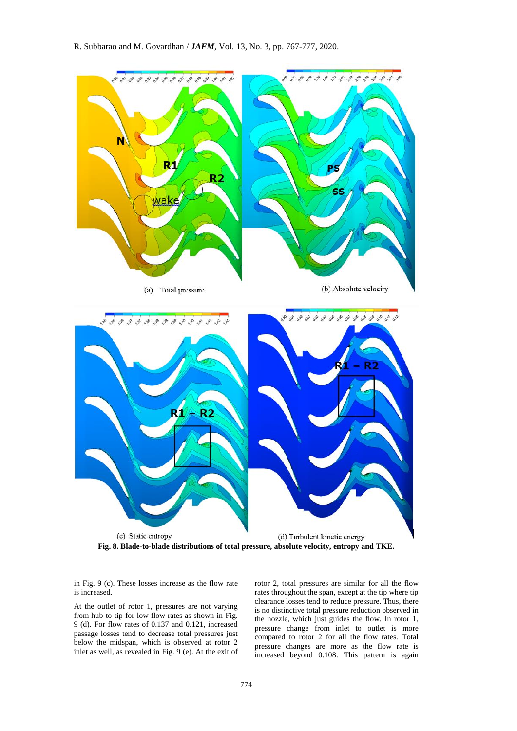(a) Total pressure

(b) Absolute velocity

(c) Static entropy

(d) Turbulent kinetic energy

**Fig. 8. Blade-to-blade distributions of total pressure, absolute velocity, entropy and TKE.**

in Fig. 9 (c). These losses increase as the flow rate is increased.

At the outlet of rotor 1, pressures are not varying from hub-to-tip for low flow rates as shown in Fig. 9 (d). For flow rates of 0.137 and 0.121, increased passage losses tend to decrease total pressures just below the midspan, which is observed at rotor 2 inlet as well, as revealed in Fig. 9 (e). At the exit of rotor 2, total pressures are similar for all the flow rates throughout the span, except at the tip where tip clearance losses tend to reduce pressure. Thus, there is no distinctive total pressure reduction observed in the nozzle, which just guides the flow. In rotor 1, pressure change from inlet to outlet is more compared to rotor 2 for all the flow rates. Total pressure changes are more as the flow rate is increased beyond 0.108. This pattern is again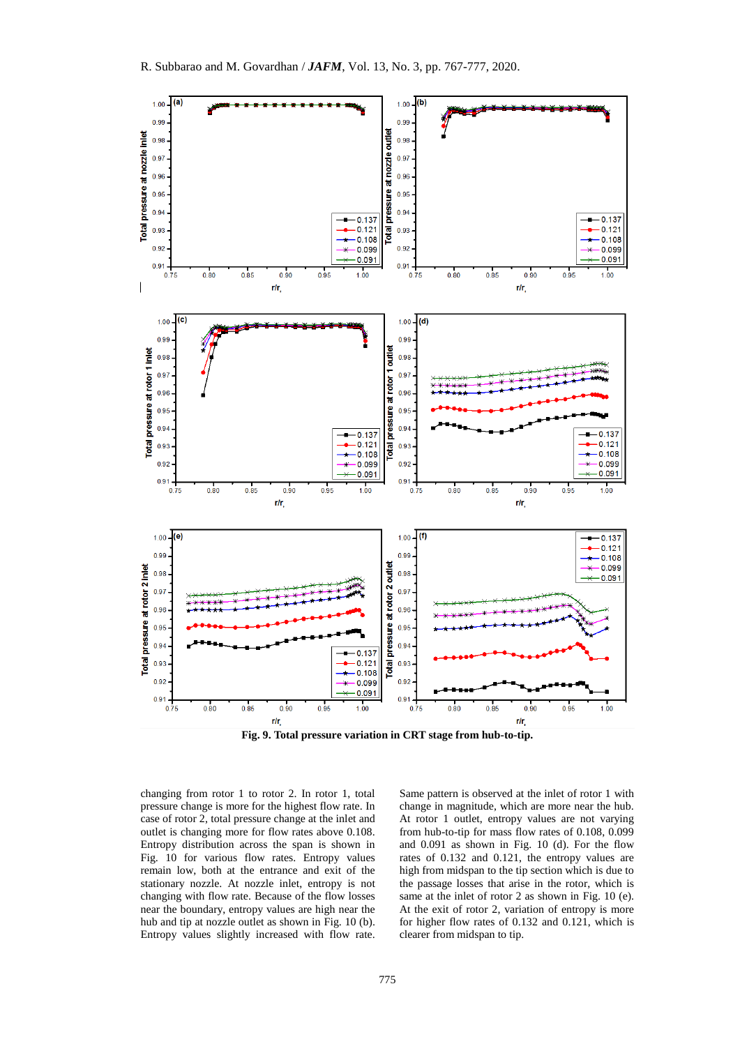Fig. 9. Total pressure variation in CRT stage from hub-to-tip.

changing from rotor 1 to rotor 2. In rotor 1, total pressure change is more for the highest flow rate. In case of rotor 2, total pressure change at the inlet and outlet is changing more for flow rates above 0.108. Entropy distribution across the span is shown in Fig. 10 for various flow rates. Entropy values remain low, both at the entrance and exit of the stationary nozzle. At nozzle inlet, entropy is not changing with flow rate. Because of the flow losses near the boundary, entropy values are high near the hub and tip at nozzle outlet as shown in Fig. 10 (b). Entropy values slightly increased with flow rate. Same pattern is observed at the inlet of rotor 1 with change in magnitude, which are more near the hub. At rotor 1 outlet, entropy values are not varying from hub-to-tip for mass flow rates of 0.108, 0.099 and 0.091 as shown in Fig. 10 (d). For the flow rates of 0.132 and 0.121, the entropy values are high from midspan to the tip section which is due to the passage losses that arise in the rotor, which is same at the inlet of rotor 2 as shown in Fig. 10 (e). At the exit of rotor 2, variation of entropy is more for higher flow rates of 0.132 and 0.121, which is clearer from midspan to tip.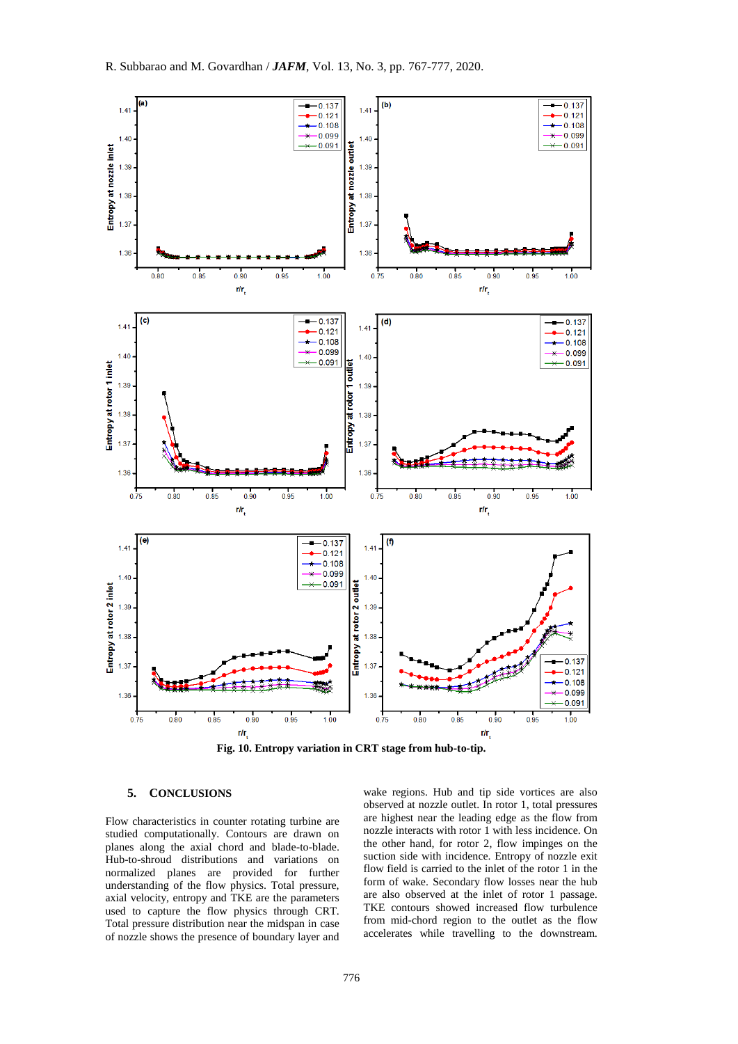Fig. 10. Entropy variation in CRT stage from hub-to-tip.

## 5. CONCLUSIONS

Flow characteristics in counter rotating turbine are studied computationally. Contours are drawn on planes along the axial chord and blade-to-blade. Hub-to-shroud distributions and variations on normalized planes are provided for further understanding of the flow physics. Total pressure, axial velocity, entropy and TKE are the parameters used to capture the flow physics through CRT. Total pressure distribution near the midspan in case of nozzle shows the presence of boundary layer and wake regions. Hub and tip side vortices are also observed at nozzle outlet. In rotor 1, total pressures are highest near the leading edge as the flow from nozzle interacts with rotor 1 with less incidence. On the other hand, for rotor 2, flow impinges on the suction side with incidence. Entropy of nozzle exit flow field is carried to the inlet of the rotor 1 in the form of wake. Secondary flow losses near the hub are also observed at the inlet of rotor 1 passage. TKE contours showed increased flow turbulence from mid-chord region to the outlet as the flow accelerates while travelling to the downstream.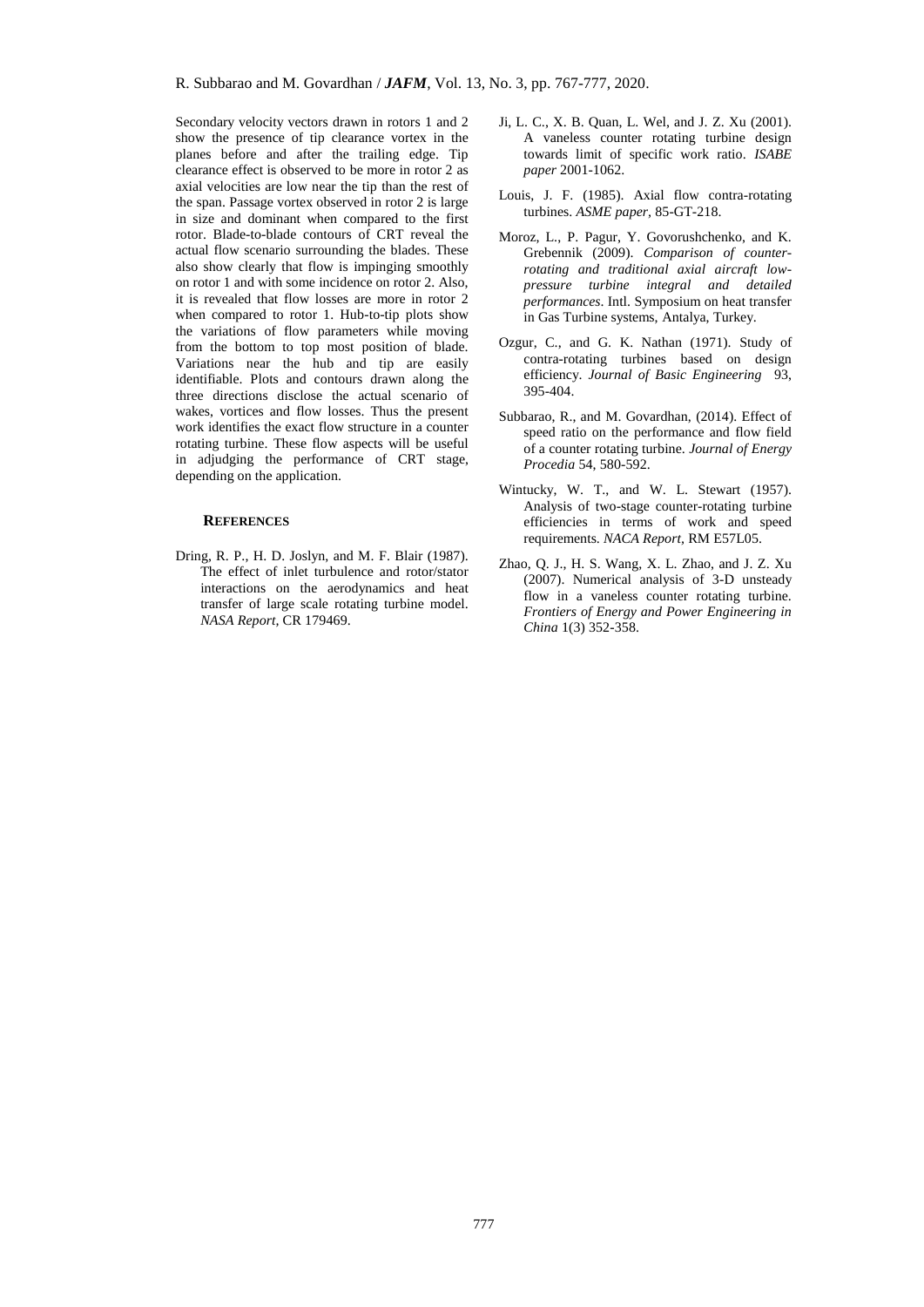Secondary velocity vectors drawn in rotors 1 and 2 show the presence of tip clearance vortex in the planes before and after the trailing edge. Tip clearance effect is observed to be more in rotor 2 as axial velocities are low near the tip than the rest of the span. Passage vortex observed in rotor 2 is large in size and dominant when compared to the first rotor. Blade-to-blade contours of CRT reveal the actual flow scenario surrounding the blades. These also show clearly that flow is impinging smoothly on rotor 1 and with some incidence on rotor 2. Also, it is revealed that flow losses are more in rotor 2 when compared to rotor 1. Hub-to-tip plots show the variations of flow parameters while moving from the bottom to top most position of blade. Variations near the hub and tip are easily identifiable. Plots and contours drawn along the three directions disclose the actual scenario of wakes, vortices and flow losses. Thus the present work identifies the exact flow structure in a counter rotating turbine. These flow aspects will be useful in adjudging the performance of CRT stage, depending on the application.

## REFERENCES

Dring, R. P., H. D. Joslyn, and M. F. Blair (1987). The effect of inlet turbulence and rotor/stator interactions on the aerodynamics and heat transfer of large scale rotating turbine model. *NASA Report*, CR 179469.

Ji, L. C., X. B. Quan, L. Wel, and J. Z. Xu (2001). A vaneless counter rotating turbine design towards limit of specific work ratio. *ISABE paper* 2001-1062.

Louis, J. F. (1985). Axial flow contra-rotating turbines. *ASME paper*, 85-GT-218.

Moroz, L., P. Pagur, Y. Govorushchenko, and K. Grebennik (2009). *Comparison of counter-rotating and traditional axial aircraft low-pressure turbine integral and detailed performances*. Intl. Symposium on heat transfer in Gas Turbine systems, Antalya, Turkey.

Ozgur, C., and G. K. Nathan (1971). Study of contra-rotating turbines based on design efficiency. *Journal of Basic Engineering* 93, 395-404.

Subbarao, R., and M. Govardhan, (2014). Effect of speed ratio on the performance and flow field of a counter rotating turbine. *Journal of Energy Procedia* 54, 580-592.

Wintucky, W. T., and W. L. Stewart (1957). Analysis of two-stage counter-rotating turbine efficiencies in terms of work and speed requirements. *NACA Report*, RM E57L05.

Zhao, Q. J., H. S. Wang, X. L. Zhao, and J. Z. Xu (2007). Numerical analysis of 3-D unsteady flow in a vaneless counter rotating turbine. *Frontiers of Energy and Power Engineering in China* 1(3) 352-358.